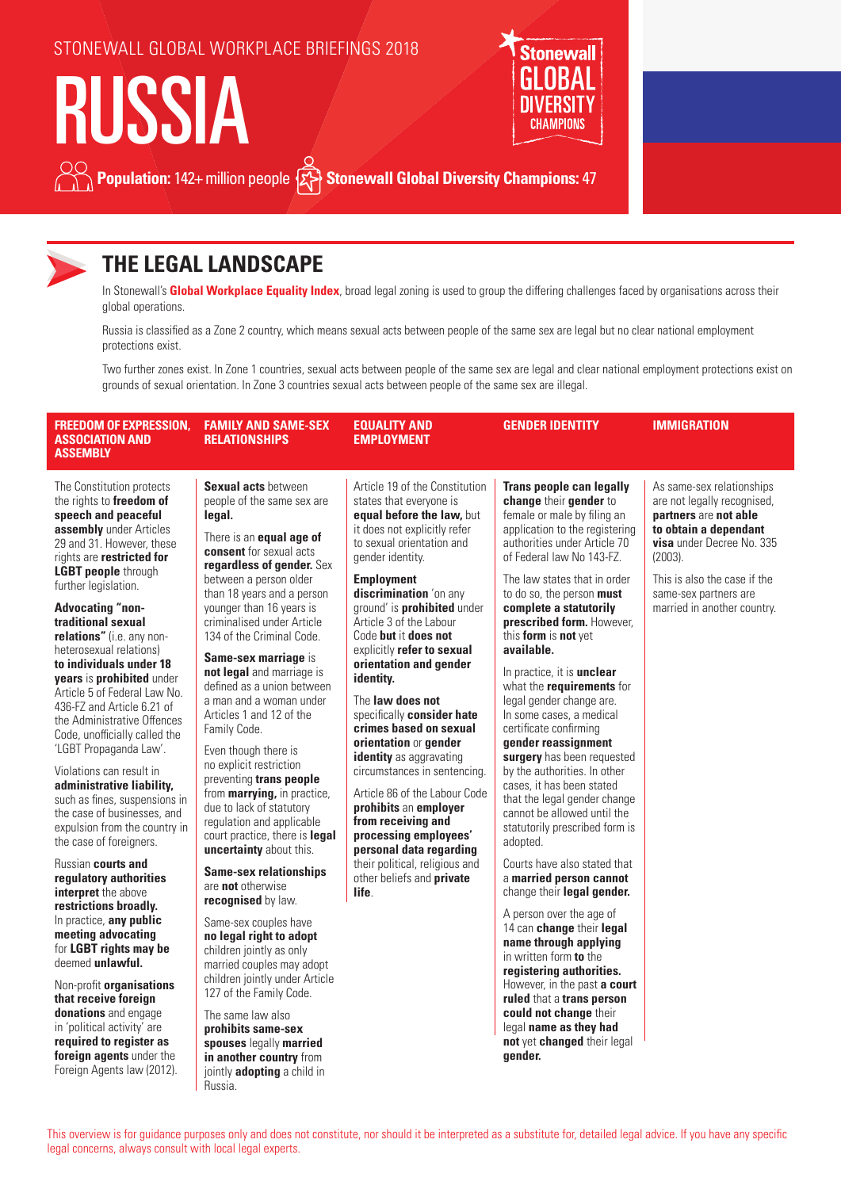STONEWALL GLOBAL WORKPLACE BRIEFINGS 2018

# RUSSIA

Stonewall GLOBAL DIVERSITY CHAMPIONS

**Population:** 142+ million people **Stonewall Global Diversity Champions:** 47

## THE LEGAL LANDSCAPE

In Stonewall's **Global Workplace Equality Index**, broad legal zoning is used to group the differing challenges faced by organisations across their global operations.

Russia is classified as a Zone 2 country, which means sexual acts between people of the same sex are legal but no clear national employment protections exist.

Two further zones exist. In Zone 1 countries, sexual acts between people of the same sex are legal and clear national employment protections exist on grounds of sexual orientation. In Zone 3 countries sexual acts between people of the same sex are illegal.

### FREEDOM OF EXPRESSION, ASSOCIATION AND ASSEMBLY

The Constitution protects the rights to **freedom of speech and peaceful assembly** under Articles 29 and 31. However, these rights are **restricted for LGBT people** through further legislation.

**Advocating "non-traditional sexual relations"** (i.e. any non-heterosexual relations) **to individuals under 18 years** is **prohibited** under Article 5 of Federal Law No. 436-FZ and Article 6.21 of the Administrative Offences Code, unofficially called the 'LGBT Propaganda Law'.

Violations can result in **administrative liability,** such as fines, suspensions in the case of businesses, and expulsion from the country in the case of foreigners.

Russian **courts and regulatory authorities interpret** the above **restrictions broadly.** In practice, **any public meeting advocating** for **LGBT rights may be** deemed **unlawful.**

Non-profit **organisations that receive foreign donations** and engage in 'political activity' are **required to register as foreign agents** under the Foreign Agents law (2012).

### FAMILY AND SAME-SEX RELATIONSHIPS

**Sexual acts** between people of the same sex are **legal.**

There is an **equal age of consent** for sexual acts **regardless of gender.** Sex between a person older than 18 years and a person younger than 16 years is criminalised under Article 134 of the Criminal Code.

**Same-sex marriage** is **not legal** and marriage is defined as a union between a man and a woman under Articles 1 and 12 of the Family Code.

Even though there is no explicit restriction preventing **trans people** from **marrying,** in practice, due to lack of statutory regulation and applicable court practice, there is **legal uncertainty** about this.

**Same-sex relationships** are **not** otherwise **recognised** by law.

Same-sex couples have **no legal right to adopt** children jointly as only married couples may adopt children jointly under Article 127 of the Family Code.

The same law also **prohibits same-sex spouses** legally **married in another country** from jointly **adopting** a child in Russia.

### EQUALITY AND EMPLOYMENT

Article 19 of the Constitution states that everyone is **equal before the law,** but it does not explicitly refer to sexual orientation and gender identity.

**Employment discrimination** 'on any ground' is **prohibited** under Article 3 of the Labour Code **but** it **does not** explicitly **refer to sexual orientation and gender identity.**

The **law does not** specifically **consider hate crimes based on sexual orientation** or **gender identity** as aggravating circumstances in sentencing.

Article 86 of the Labour Code **prohibits** an **employer from receiving and processing employees' personal data regarding** their political, religious and other beliefs and **private life**.

### GENDER IDENTITY

**Trans people can legally change** their **gender** to female or male by filing an application to the registering authorities under Article 70 of Federal law No 143-FZ.

The law states that in order to do so, the person **must complete a statutorily prescribed form.** However, this **form** is **not** yet **available.**

In practice, it is **unclear** what the **requirements** for legal gender change are. In some cases, a medical certificate confirming **gender reassignment surgery** has been requested by the authorities. In other cases, it has been stated that the legal gender change cannot be allowed until the statutorily prescribed form is adopted.

Courts have also stated that a **married person cannot** change their **legal gender.**

A person over the age of 14 can **change** their **legal name through applying** in written form **to** the **registering authorities.** However, in the past **a court ruled** that a **trans person could not change** their legal **name as they had not** yet **changed** their legal **gender.**

### IMMIGRATION

As same-sex relationships are not legally recognised, **partners** are **not able to obtain a dependant visa** under Decree No. 335 (2003).

This is also the case if the same-sex partners are married in another country.

This overview is for guidance purposes only and does not constitute, nor should it be interpreted as a substitute for, detailed legal advice. If you have any specific legal concerns, always consult with local legal experts.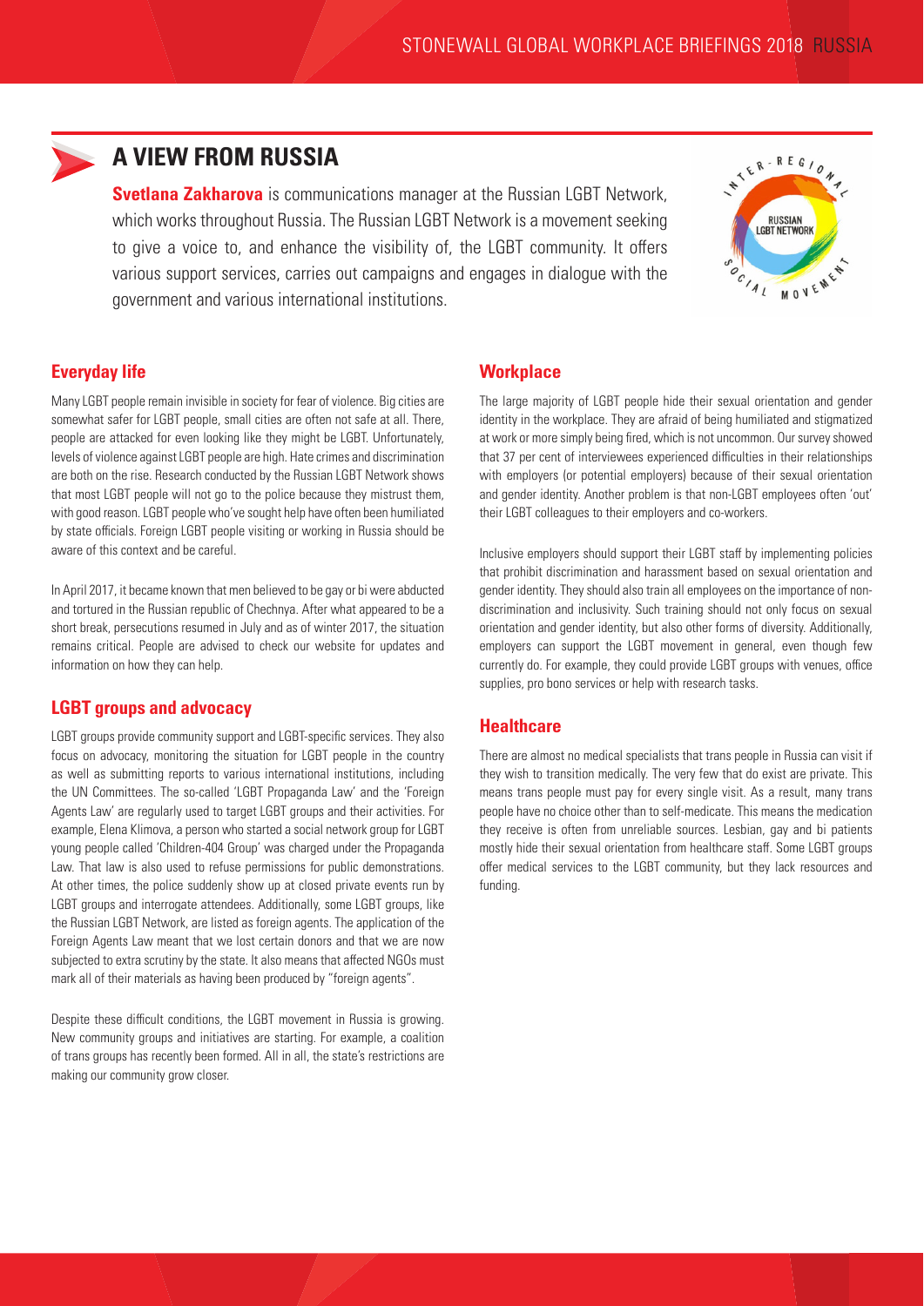## A VIEW FROM RUSSIA

**Svetlana Zakharova** is communications manager at the Russian LGBT Network, which works throughout Russia. The Russian LGBT Network is a movement seeking to give a voice to, and enhance the visibility of, the LGBT community. It offers various support services, carries out campaigns and engages in dialogue with the government and various international institutions.

### Everyday life

Many LGBT people remain invisible in society for fear of violence. Big cities are somewhat safer for LGBT people, small cities are often not safe at all. There, people are attacked for even looking like they might be LGBT. Unfortunately, levels of violence against LGBT people are high. Hate crimes and discrimination are both on the rise. Research conducted by the Russian LGBT Network shows that most LGBT people will not go to the police because they mistrust them, with good reason. LGBT people who've sought help have often been humiliated by state officials. Foreign LGBT people visiting or working in Russia should be aware of this context and be careful.

In April 2017, it became known that men believed to be gay or bi were abducted and tortured in the Russian republic of Chechnya. After what appeared to be a short break, persecutions resumed in July and as of winter 2017, the situation remains critical. People are advised to check our website for updates and information on how they can help.

### LGBT groups and advocacy

LGBT groups provide community support and LGBT-specific services. They also focus on advocacy, monitoring the situation for LGBT people in the country as well as submitting reports to various international institutions, including the UN Committees. The so-called 'LGBT Propaganda Law' and the 'Foreign Agents Law' are regularly used to target LGBT groups and their activities. For example, Elena Klimova, a person who started a social network group for LGBT young people called 'Children-404 Group' was charged under the Propaganda Law. That law is also used to refuse permissions for public demonstrations. At other times, the police suddenly show up at closed private events run by LGBT groups and interrogate attendees. Additionally, some LGBT groups, like the Russian LGBT Network, are listed as foreign agents. The application of the Foreign Agents Law meant that we lost certain donors and that we are now subjected to extra scrutiny by the state. It also means that affected NGOs must mark all of their materials as having been produced by "foreign agents".

Despite these difficult conditions, the LGBT movement in Russia is growing. New community groups and initiatives are starting. For example, a coalition of trans groups has recently been formed. All in all, the state's restrictions are making our community grow closer.

### Workplace

The large majority of LGBT people hide their sexual orientation and gender identity in the workplace. They are afraid of being humiliated and stigmatized at work or more simply being fired, which is not uncommon. Our survey showed that 37 per cent of interviewees experienced difficulties in their relationships with employers (or potential employers) because of their sexual orientation and gender identity. Another problem is that non-LGBT employees often 'out' their LGBT colleagues to their employers and co-workers.

Inclusive employers should support their LGBT staff by implementing policies that prohibit discrimination and harassment based on sexual orientation and gender identity. They should also train all employees on the importance of non-discrimination and inclusivity. Such training should not only focus on sexual orientation and gender identity, but also other forms of diversity. Additionally, employers can support the LGBT movement in general, even though few currently do. For example, they could provide LGBT groups with venues, office supplies, pro bono services or help with research tasks.

### Healthcare

There are almost no medical specialists that trans people in Russia can visit if they wish to transition medically. The very few that do exist are private. This means trans people must pay for every single visit. As a result, many trans people have no choice other than to self-medicate. This means the medication they receive is often from unreliable sources. Lesbian, gay and bi patients mostly hide their sexual orientation from healthcare staff. Some LGBT groups offer medical services to the LGBT community, but they lack resources and funding.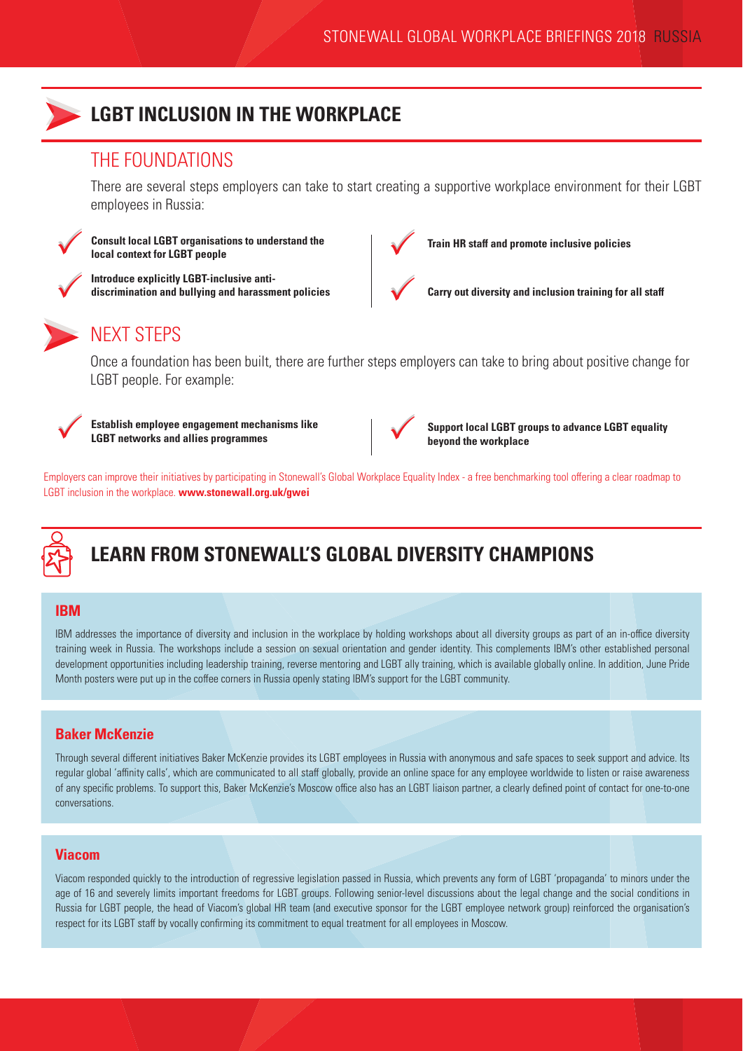## LGBT INCLUSION IN THE WORKPLACE

### THE FOUNDATIONS

There are several steps employers can take to start creating a supportive workplace environment for their LGBT employees in Russia:

- **Consult local LGBT organisations to understand the local context for LGBT people**
- **Introduce explicitly LGBT-inclusive anti-discrimination and bullying and harassment policies**
- **Train HR staff and promote inclusive policies**
- **Carry out diversity and inclusion training for all staff**

### NEXT STEPS

Once a foundation has been built, there are further steps employers can take to bring about positive change for LGBT people. For example:

- **Establish employee engagement mechanisms like LGBT networks and allies programmes**
- **Support local LGBT groups to advance LGBT equality beyond the workplace**

Employers can improve their initiatives by participating in Stonewall's Global Workplace Equality Index - a free benchmarking tool offering a clear roadmap to LGBT inclusion in the workplace. **www.stonewall.org.uk/gwei**

## LEARN FROM STONEWALL'S GLOBAL DIVERSITY CHAMPIONS

### IBM

IBM addresses the importance of diversity and inclusion in the workplace by holding workshops about all diversity groups as part of an in-office diversity training week in Russia. The workshops include a session on sexual orientation and gender identity. This complements IBM's other established personal development opportunities including leadership training, reverse mentoring and LGBT ally training, which is available globally online. In addition, June Pride Month posters were put up in the coffee corners in Russia openly stating IBM's support for the LGBT community.

### Baker McKenzie

Through several different initiatives Baker McKenzie provides its LGBT employees in Russia with anonymous and safe spaces to seek support and advice. Its regular global 'affinity calls', which are communicated to all staff globally, provide an online space for any employee worldwide to listen or raise awareness of any specific problems. To support this, Baker McKenzie's Moscow office also has an LGBT liaison partner, a clearly defined point of contact for one-to-one conversations.

### Viacom

Viacom responded quickly to the introduction of regressive legislation passed in Russia, which prevents any form of LGBT 'propaganda' to minors under the age of 16 and severely limits important freedoms for LGBT groups. Following senior-level discussions about the legal change and the social conditions in Russia for LGBT people, the head of Viacom's global HR team (and executive sponsor for the LGBT employee network group) reinforced the organisation's respect for its LGBT staff by vocally confirming its commitment to equal treatment for all employees in Moscow.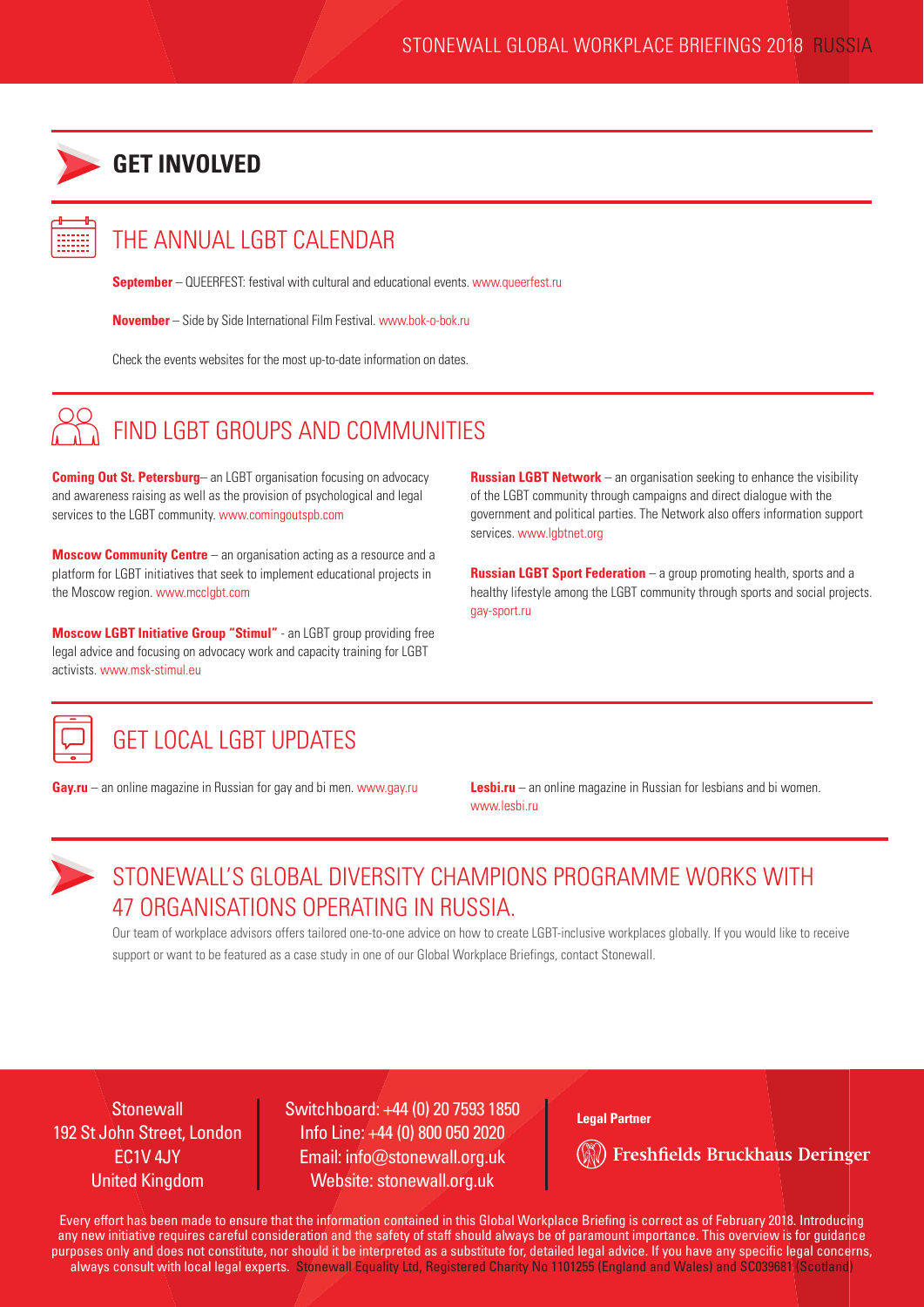# GET INVOLVED

## THE ANNUAL LGBT CALENDAR

**September** – QUEERFEST: festival with cultural and educational events. www.queerfest.ru

**November** – Side by Side International Film Festival. www.bok-o-bok.ru

Check the events websites for the most up-to-date information on dates.

## FIND LGBT GROUPS AND COMMUNITIES

**Coming Out St. Petersburg**– an LGBT organisation focusing on advocacy and awareness raising as well as the provision of psychological and legal services to the LGBT community. www.comingoutspb.com

**Moscow Community Centre** – an organisation acting as a resource and a platform for LGBT initiatives that seek to implement educational projects in the Moscow region. www.mcclgbt.com

**Moscow LGBT Initiative Group "Stimul"** - an LGBT group providing free legal advice and focusing on advocacy work and capacity training for LGBT activists. www.msk-stimul.eu

**Russian LGBT Network** – an organisation seeking to enhance the visibility of the LGBT community through campaigns and direct dialogue with the government and political parties. The Network also offers information support services. www.lgbtnet.org

**Russian LGBT Sport Federation** – a group promoting health, sports and a healthy lifestyle among the LGBT community through sports and social projects. gay-sport.ru

## GET LOCAL LGBT UPDATES

**Gay.ru** – an online magazine in Russian for gay and bi men. www.gay.ru

**Lesbi.ru** – an online magazine in Russian for lesbians and bi women. www.lesbi.ru

## STONEWALL'S GLOBAL DIVERSITY CHAMPIONS PROGRAMME WORKS WITH 47 ORGANISATIONS OPERATING IN RUSSIA.

Our team of workplace advisors offers tailored one-to-one advice on how to create LGBT-inclusive workplaces globally. If you would like to receive support or want to be featured as a case study in one of our Global Workplace Briefings, contact Stonewall.

Stonewall
192 St John Street, London
EC1V 4JY
United Kingdom

Switchboard: +44 (0) 20 7593 1850
Info Line: +44 (0) 800 050 2020
Email: info@stonewall.org.uk
Website: stonewall.org.uk

**Legal Partner**

Freshfields Bruckhaus Deringer

Every effort has been made to ensure that the information contained in this Global Workplace Briefing is correct as of February 2018. Introducing any new initiative requires careful consideration and the safety of staff should always be of paramount importance. This overview is for guidance purposes only and does not constitute, nor should it be interpreted as a substitute for, detailed legal advice. If you have any specific legal concerns, always consult with local legal experts. Stonewall Equality Ltd, Registered Charity No 1101255 (England and Wales) and SC039681 (Scotland)